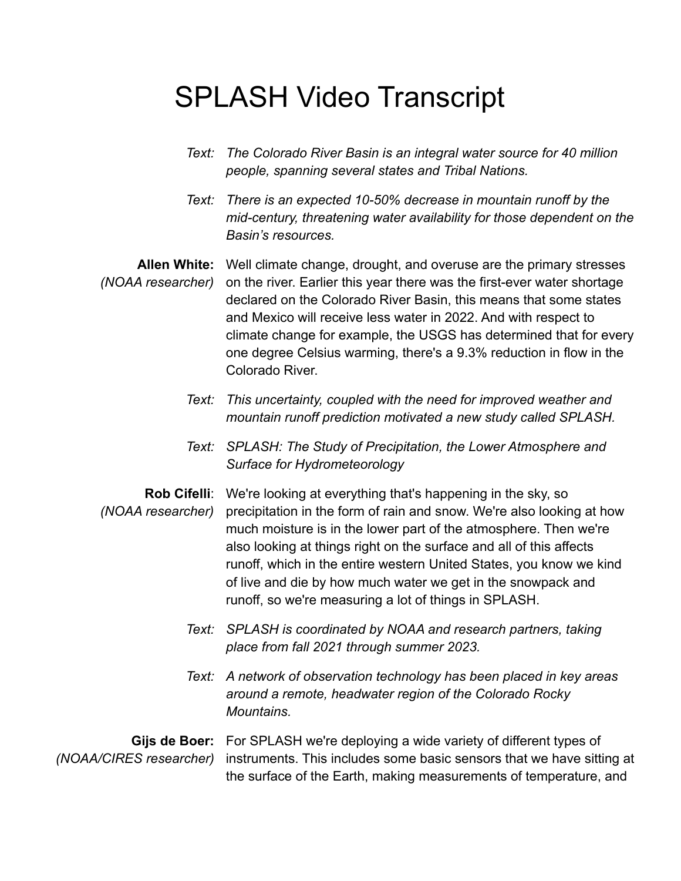# SPLASH Video Transcript

*Text:* *The Colorado River Basin is an integral water source for 40 million people, spanning several states and Tribal Nations.*

*Text:* *There is an expected 10-50% decrease in mountain runoff by the mid-century, threatening water availability for those dependent on the Basin's resources.*

**Allen White:** *(NOAA researcher)* Well climate change, drought, and overuse are the primary stresses on the river. Earlier this year there was the first-ever water shortage declared on the Colorado River Basin, this means that some states and Mexico will receive less water in 2022. And with respect to climate change for example, the USGS has determined that for every one degree Celsius warming, there's a 9.3% reduction in flow in the Colorado River.

*Text:* *This uncertainty, coupled with the need for improved weather and mountain runoff prediction motivated a new study called SPLASH.*

*Text:* *SPLASH: The Study of Precipitation, the Lower Atmosphere and Surface for Hydrometeorology*

**Rob Cifelli**: *(NOAA researcher)* We're looking at everything that's happening in the sky, so precipitation in the form of rain and snow. We're also looking at how much moisture is in the lower part of the atmosphere. Then we're also looking at things right on the surface and all of this affects runoff, which in the entire western United States, you know we kind of live and die by how much water we get in the snowpack and runoff, so we're measuring a lot of things in SPLASH.

*Text:* *SPLASH is coordinated by NOAA and research partners, taking place from fall 2021 through summer 2023.*

*Text:* *A network of observation technology has been placed in key areas around a remote, headwater region of the Colorado Rocky Mountains.*

**Gijs de Boer:** *(NOAA/CIRES researcher)* For SPLASH we're deploying a wide variety of different types of instruments. This includes some basic sensors that we have sitting at the surface of the Earth, making measurements of temperature, and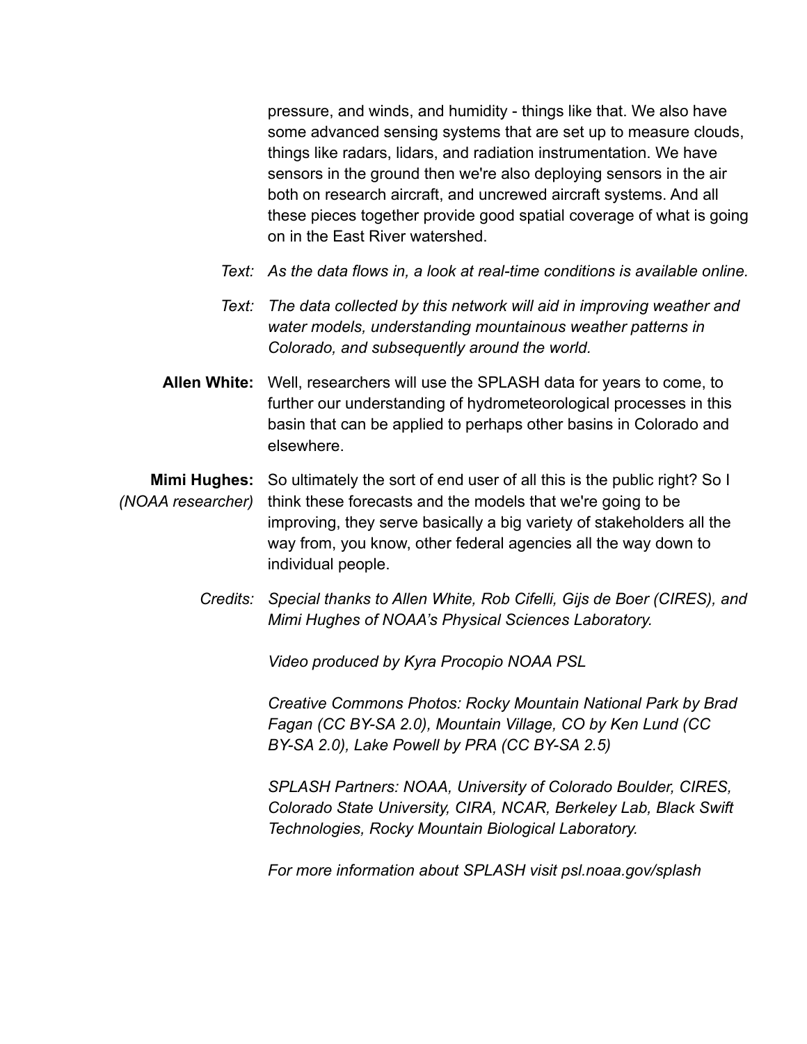pressure, and winds, and humidity - things like that. We also have some advanced sensing systems that are set up to measure clouds, things like radars, lidars, and radiation instrumentation. We have sensors in the ground then we're also deploying sensors in the air both on research aircraft, and uncrewed aircraft systems. And all these pieces together provide good spatial coverage of what is going on in the East River watershed.

*Text:* *As the data flows in, a look at real-time conditions is available online.*

*Text:* *The data collected by this network will aid in improving weather and water models, understanding mountainous weather patterns in Colorado, and subsequently around the world.*

**Allen White:** Well, researchers will use the SPLASH data for years to come, to further our understanding of hydrometeorological processes in this basin that can be applied to perhaps other basins in Colorado and elsewhere.

**Mimi Hughes:** *(NOAA researcher)* So ultimately the sort of end user of all this is the public right? So I think these forecasts and the models that we're going to be improving, they serve basically a big variety of stakeholders all the way from, you know, other federal agencies all the way down to individual people.

*Credits:* *Special thanks to Allen White, Rob Cifelli, Gijs de Boer (CIRES), and Mimi Hughes of NOAA's Physical Sciences Laboratory.*

*Video produced by Kyra Procopio NOAA PSL*

*Creative Commons Photos: Rocky Mountain National Park by Brad Fagan (CC BY-SA 2.0), Mountain Village, CO by Ken Lund (CC BY-SA 2.0), Lake Powell by PRA (CC BY-SA 2.5)*

*SPLASH Partners: NOAA, University of Colorado Boulder, CIRES, Colorado State University, CIRA, NCAR, Berkeley Lab, Black Swift Technologies, Rocky Mountain Biological Laboratory.*

*For more information about SPLASH visit psl.noaa.gov/splash*